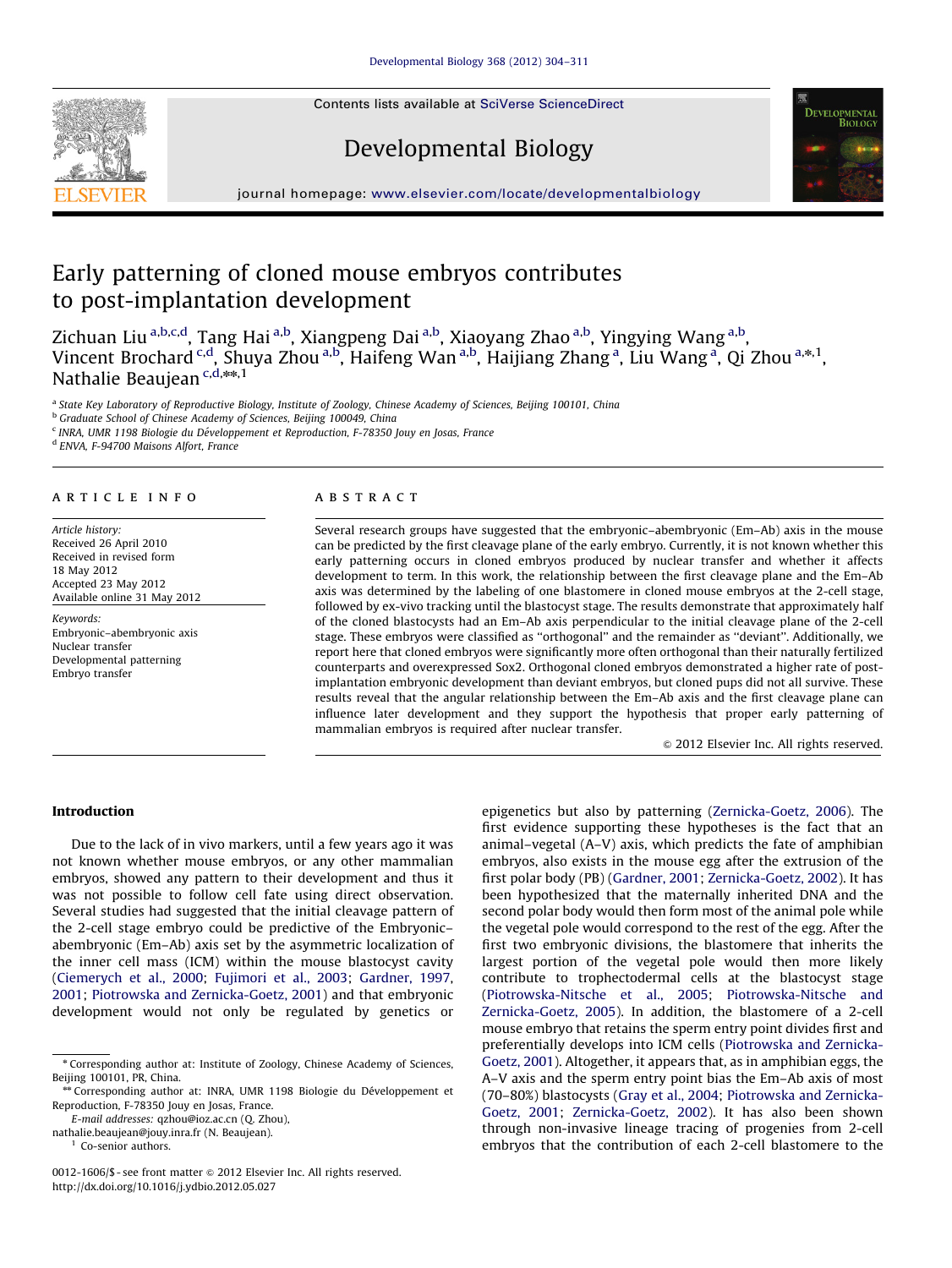# Early patterning of cloned mouse embryos contributes to post-implantation development

Zichuan Liu [a,b,c,d], Tang Hai [a,b], Xiangpeng Dai [a,b], Xiaoyang Zhao [a,b], Yingying Wang [a,b], Vincent Brochard [c,d], Shuya Zhou [a,b], Haifeng Wan [a,b], Haijiang Zhang [a], Liu Wang [a], Qi Zhou [a,*,1], Nathalie Beaujean [c,d,**,1]

[a] State Key Laboratory of Reproductive Biology, Institute of Zoology, Chinese Academy of Sciences, Beijing 100101, China
[b] Graduate School of Chinese Academy of Sciences, Beijing 100049, China
[c] INRA, UMR 1198 Biologie du Développement et Reproduction, F-78350 Jouy en Josas, France
[d] ENVA, F-94700 Maisons Alfort, France

## ARTICLE INFO

*Article history:*
Received 26 April 2010
Received in revised form 18 May 2012
Accepted 23 May 2012
Available online 31 May 2012

*Keywords:*
Embryonic–abembryonic axis
Nuclear transfer
Developmental patterning
Embryo transfer

## ABSTRACT

Several research groups have suggested that the embryonic–abembryonic (Em–Ab) axis in the mouse can be predicted by the first cleavage plane of the early embryo. Currently, it is not known whether this early patterning occurs in cloned embryos produced by nuclear transfer and whether it affects development to term. In this work, the relationship between the first cleavage plane and the Em–Ab axis was determined by the labeling of one blastomere in cloned mouse embryos at the 2-cell stage, followed by ex-vivo tracking until the blastocyst stage. The results demonstrate that approximately half of the cloned blastocysts had an Em–Ab axis perpendicular to the initial cleavage plane of the 2-cell stage. These embryos were classified as "orthogonal" and the remainder as "deviant". Additionally, we report here that cloned embryos were significantly more often orthogonal than their naturally fertilized counterparts and overexpressed Sox2. Orthogonal cloned embryos demonstrated a higher rate of post-implantation embryonic development than deviant embryos, but cloned pups did not all survive. These results reveal that the angular relationship between the Em–Ab axis and the first cleavage plane can influence later development and they support the hypothesis that proper early patterning of mammalian embryos is required after nuclear transfer.

© 2012 Elsevier Inc. All rights reserved.

## Introduction

Due to the lack of in vivo markers, until a few years ago it was not known whether mouse embryos, or any other mammalian embryos, showed any pattern to their development and thus it was not possible to follow cell fate using direct observation. Several studies had suggested that the initial cleavage pattern of the 2-cell stage embryo could be predictive of the Embryonic–abembryonic (Em–Ab) axis set by the asymmetric localization of the inner cell mass (ICM) within the mouse blastocyst cavity (Ciemerych et al., 2000; Fujimori et al., 2003; Gardner, 1997, 2001; Piotrowska and Zernicka-Goetz, 2001) and that embryonic development would not only be regulated by genetics or epigenetics but also by patterning (Zernicka-Goetz, 2006). The first evidence supporting these hypotheses is the fact that an animal–vegetal (A–V) axis, which predicts the fate of amphibian embryos, also exists in the mouse egg after the extrusion of the first polar body (PB) (Gardner, 2001; Zernicka-Goetz, 2002). It has been hypothesized that the maternally inherited DNA and the second polar body would then form most of the animal pole while the vegetal pole would correspond to the rest of the egg. After the first two embryonic divisions, the blastomere that inherits the largest portion of the vegetal pole would then more likely contribute to trophectodermal cells at the blastocyst stage (Piotrowska-Nitsche et al., 2005; Piotrowska-Nitsche and Zernicka-Goetz, 2005). In addition, the blastomere of a 2-cell mouse embryo that retains the sperm entry point divides first and preferentially develops into ICM cells (Piotrowska and Zernicka-Goetz, 2001). Altogether, it appears that, as in amphibian eggs, the A–V axis and the sperm entry point bias the Em–Ab axis of most (70–80%) blastocysts (Gray et al., 2004; Piotrowska and Zernicka-Goetz, 2001; Zernicka-Goetz, 2002). It has also been shown through non-invasive lineage tracing of progenies from 2-cell embryos that the contribution of each 2-cell blastomere to the

\* Corresponding author at: Institute of Zoology, Chinese Academy of Sciences, Beijing 100101, PR, China.
\*\* Corresponding author at: INRA, UMR 1198 Biologie du Développement et Reproduction, F-78350 Jouy en Josas, France.
E-mail addresses: qzhou@ioz.ac.cn (Q. Zhou), nathalie.beaujean@jouy.inra.fr (N. Beaujean).
[1] Co-senior authors.

0012-1606/$ - see front matter © 2012 Elsevier Inc. All rights reserved.
http://dx.doi.org/10.1016/j.ydbio.2012.05.027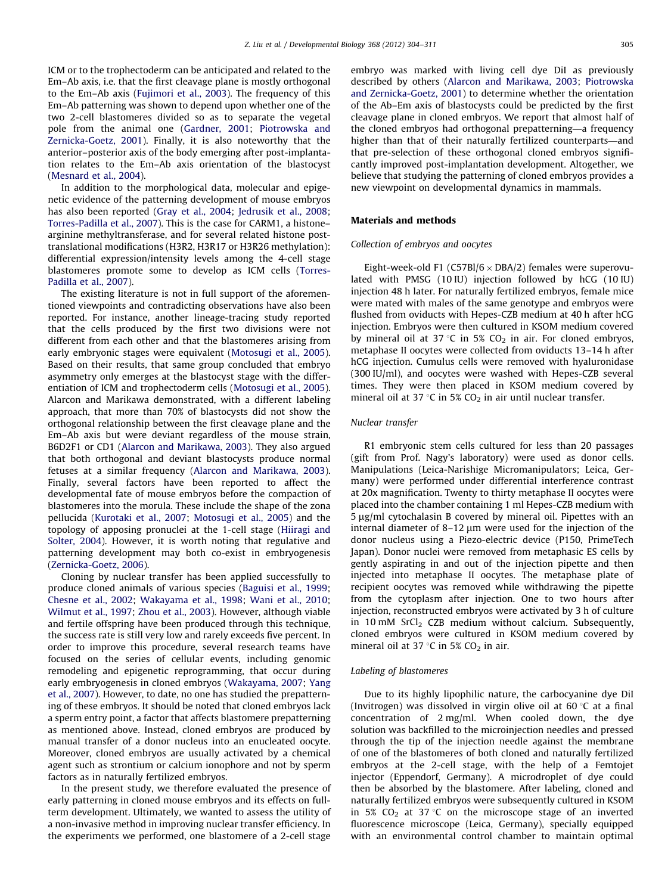ICM or to the trophectoderm can be anticipated and related to the Em–Ab axis, i.e. that the first cleavage plane is mostly orthogonal to the Em–Ab axis (Fujimori et al., 2003). The frequency of this Em–Ab patterning was shown to depend upon whether one of the two 2-cell blastomeres divided so as to separate the vegetal pole from the animal one (Gardner, 2001; Piotrowska and Zernicka-Goetz, 2001). Finally, it is also noteworthy that the anterior–posterior axis of the body emerging after post-implantation relates to the Em–Ab axis orientation of the blastocyst (Mesnard et al., 2004).

In addition to the morphological data, molecular and epigenetic evidence of the patterning development of mouse embryos has also been reported (Gray et al., 2004; Jedrusik et al., 2008; Torres-Padilla et al., 2007). This is the case for CARM1, a histone–arginine methyltransferase, and for several related histone post-translational modifications (H3R2, H3R17 or H3R26 methylation): differential expression/intensity levels among the 4-cell stage blastomeres promote some to develop as ICM cells (Torres-Padilla et al., 2007).

The existing literature is not in full support of the aforementioned viewpoints and contradicting observations have also been reported. For instance, another lineage-tracing study reported that the cells produced by the first two divisions were not different from each other and that the blastomeres arising from early embryonic stages were equivalent (Motosugi et al., 2005). Based on their results, that same group concluded that embryo asymmetry only emerges at the blastocyst stage with the differentiation of ICM and trophectoderm cells (Motosugi et al., 2005). Alarcon and Marikawa demonstrated, with a different labeling approach, that more than 70% of blastocysts did not show the orthogonal relationship between the first cleavage plane and the Em–Ab axis but were deviant regardless of the mouse strain, B6D2F1 or CD1 (Alarcon and Marikawa, 2003). They also argued that both orthogonal and deviant blastocysts produce normal fetuses at a similar frequency (Alarcon and Marikawa, 2003). Finally, several factors have been reported to affect the developmental fate of mouse embryos before the compaction of blastomeres into the morula. These include the shape of the zona pellucida (Kurotaki et al., 2007; Motosugi et al., 2005) and the topology of apposing pronuclei at the 1-cell stage (Hiiragi and Solter, 2004). However, it is worth noting that regulative and patterning development may both co-exist in embryogenesis (Zernicka-Goetz, 2006).

Cloning by nuclear transfer has been applied successfully to produce cloned animals of various species (Baguisi et al., 1999; Chesne et al., 2002; Wakayama et al., 1998; Wani et al., 2010; Wilmut et al., 1997; Zhou et al., 2003). However, although viable and fertile offspring have been produced through this technique, the success rate is still very low and rarely exceeds five percent. In order to improve this procedure, several research teams have focused on the series of cellular events, including genomic remodeling and epigenetic reprogramming, that occur during early embryogenesis in cloned embryos (Wakayama, 2007; Yang et al., 2007). However, to date, no one has studied the prepatterning of these embryos. It should be noted that cloned embryos lack a sperm entry point, a factor that affects blastomere prepatterning as mentioned above. Instead, cloned embryos are produced by manual transfer of a donor nucleus into an enucleated oocyte. Moreover, cloned embryos are usually activated by a chemical agent such as strontium or calcium ionophore and not by sperm factors as in naturally fertilized embryos.

In the present study, we therefore evaluated the presence of early patterning in cloned mouse embryos and its effects on full-term development. Ultimately, we wanted to assess the utility of a non-invasive method in improving nuclear transfer efficiency. In the experiments we performed, one blastomere of a 2-cell stage embryo was marked with living cell dye DiI as previously described by others (Alarcon and Marikawa, 2003; Piotrowska and Zernicka-Goetz, 2001) to determine whether the orientation of the Ab–Em axis of blastocysts could be predicted by the first cleavage plane in cloned embryos. We report that almost half of the cloned embryos had orthogonal prepatterning—a frequency higher than that of their naturally fertilized counterparts—and that pre-selection of these orthogonal cloned embryos significantly improved post-implantation development. Altogether, we believe that studying the patterning of cloned embryos provides a new viewpoint on developmental dynamics in mammals.

## Materials and methods

### Collection of embryos and oocytes

Eight-week-old F1 (C57Bl/6 × DBA/2) females were superovulated with PMSG (10 IU) injection followed by hCG (10 IU) injection 48 h later. For naturally fertilized embryos, female mice were mated with males of the same genotype and embryos were flushed from oviducts with Hepes-CZB medium at 40 h after hCG injection. Embryos were then cultured in KSOM medium covered by mineral oil at 37 °C in 5% $CO_2$ in air. For cloned embryos, metaphase II oocytes were collected from oviducts 13–14 h after hCG injection. Cumulus cells were removed with hyaluronidase (300 IU/ml), and oocytes were washed with Hepes-CZB several times. They were then placed in KSOM medium covered by mineral oil at 37 °C in 5% $CO_2$ in air until nuclear transfer.

### Nuclear transfer

R1 embryonic stem cells cultured for less than 20 passages (gift from Prof. Nagy's laboratory) were used as donor cells. Manipulations (Leica-Narishige Micromanipulators; Leica, Germany) were performed under differential interference contrast at 20x magnification. Twenty to thirty metaphase II oocytes were placed into the chamber containing 1 ml Hepes-CZB medium with 5 μg/ml cytochalasin B covered by mineral oil. Pipettes with an internal diameter of 8–12 μm were used for the injection of the donor nucleus using a Piezo-electric device (P150, PrimeTech Japan). Donor nuclei were removed from metaphasic ES cells by gently aspirating in and out of the injection pipette and then injected into metaphase II oocytes. The metaphase plate of recipient oocytes was removed while withdrawing the pipette from the cytoplasm after injection. One to two hours after injection, reconstructed embryos were activated by 3 h of culture in 10 mM $SrCl_2$ CZB medium without calcium. Subsequently, cloned embryos were cultured in KSOM medium covered by mineral oil at 37 °C in 5% $CO_2$ in air.

### Labeling of blastomeres

Due to its highly lipophilic nature, the carbocyanine dye DiI (Invitrogen) was dissolved in virgin olive oil at 60 °C at a final concentration of 2 mg/ml. When cooled down, the dye solution was backfilled to the microinjection needles and pressed through the tip of the injection needle against the membrane of one of the blastomeres of both cloned and naturally fertilized embryos at the 2-cell stage, with the help of a Femtojet injector (Eppendorf, Germany). A microdroplet of dye could then be absorbed by the blastomere. After labeling, cloned and naturally fertilized embryos were subsequently cultured in KSOM in 5% $CO_2$ at 37 °C on the microscope stage of an inverted fluorescence microscope (Leica, Germany), specially equipped with an environmental control chamber to maintain optimal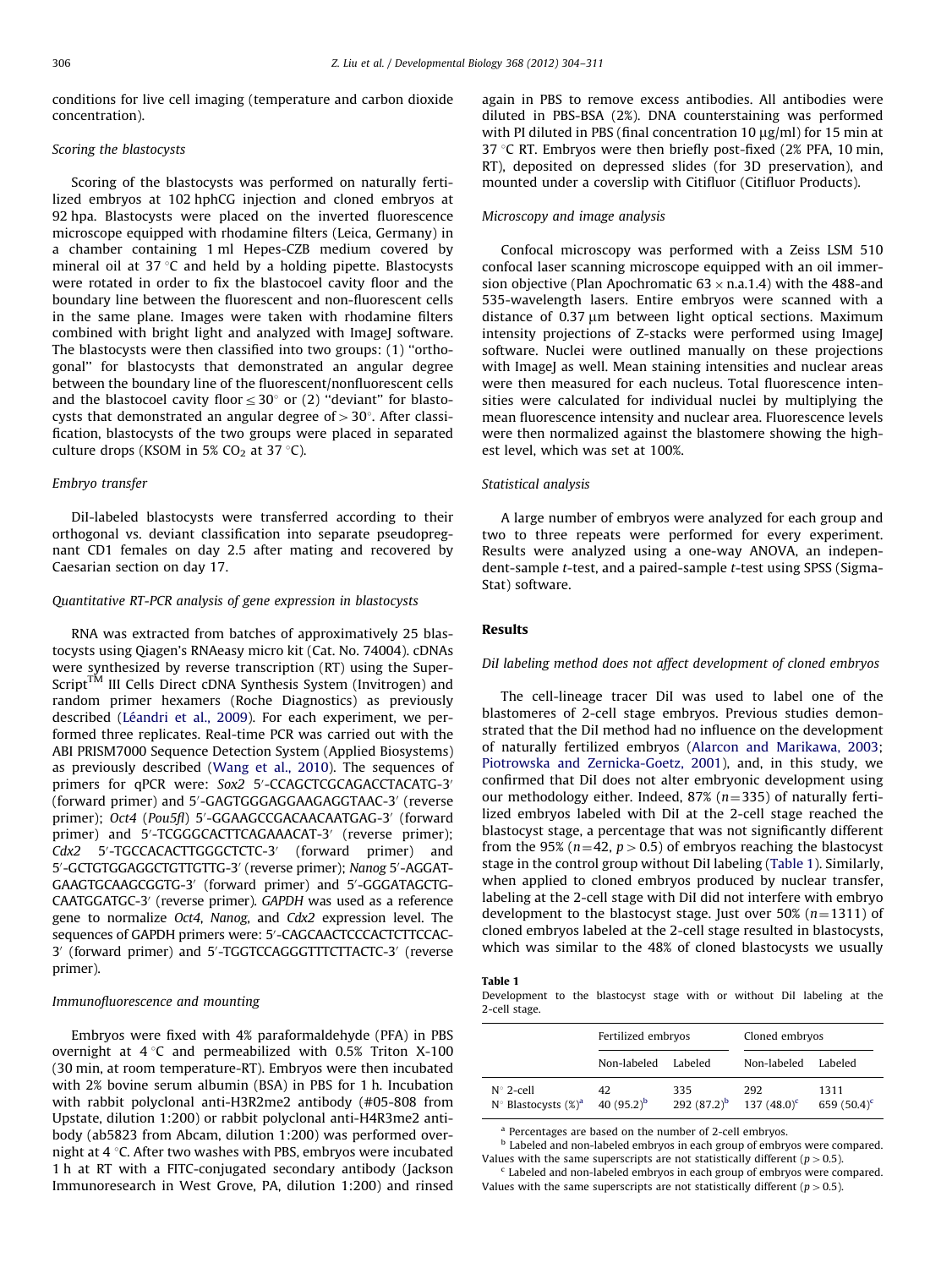conditions for live cell imaging (temperature and carbon dioxide concentration).

### Scoring the blastocysts

Scoring of the blastocysts was performed on naturally fertilized embryos at 102 hphCG injection and cloned embryos at 92 hpa. Blastocysts were placed on the inverted fluorescence microscope equipped with rhodamine filters (Leica, Germany) in a chamber containing 1 ml Hepes-CZB medium covered by mineral oil at 37 °C and held by a holding pipette. Blastocysts were rotated in order to fix the blastocoel cavity floor and the boundary line between the fluorescent and non-fluorescent cells in the same plane. Images were taken with rhodamine filters combined with bright light and analyzed with ImageJ software. The blastocysts were then classified into two groups: (1) "orthogonal" for blastocysts that demonstrated an angular degree between the boundary line of the fluorescent/nonfluorescent cells and the blastocoel cavity floor $\leq 30°$ or (2) "deviant" for blastocysts that demonstrated an angular degree of $> 30°$. After classification, blastocysts of the two groups were placed in separated culture drops (KSOM in 5% $CO_2$ at 37 °C).

### Embryo transfer

DiI-labeled blastocysts were transferred according to their orthogonal vs. deviant classification into separate pseudopregnant CD1 females on day 2.5 after mating and recovered by Caesarian section on day 17.

### Quantitative RT-PCR analysis of gene expression in blastocysts

RNA was extracted from batches of approximatively 25 blastocysts using Qiagen's RNAeasy micro kit (Cat. No. 74004). cDNAs were synthesized by reverse transcription (RT) using the SuperScript™ III Cells Direct cDNA Synthesis System (Invitrogen) and random primer hexamers (Roche Diagnostics) as previously described (Léandri et al., 2009). For each experiment, we performed three replicates. Real-time PCR was carried out with the ABI PRISM7000 Sequence Detection System (Applied Biosystems) as previously described (Wang et al., 2010). The sequences of primers for qPCR were: *Sox2* 5′-CCAGCTCGCAGACCTACATG-3′ (forward primer) and 5′-GAGTGGGAGGAAGAGGTAAC-3′ (reverse primer); *Oct4* (*Pou5fl*) 5′-GGAAGCCGACAACAATGAG-3′ (forward primer) and 5′-TCGGGCACTTCAGAAACAT-3′ (reverse primer); *Cdx2* 5′-TGCCACACTTGGGCTCTC-3′ (forward primer) and 5′-GCTGTGGAGGCTGTTGTTG-3′ (reverse primer); *Nanog* 5′-AGGATGAAGTGCAAGCGGTG-3′ (forward primer) and 5′-GGGATAGCTGCAATGGATGC-3′ (reverse primer). *GAPDH* was used as a reference gene to normalize *Oct4*, *Nanog*, and *Cdx2* expression level. The sequences of GAPDH primers were: 5′-CAGCAACTCCCACTCTTCCAC-3′ (forward primer) and 5′-TGGTCCAGGGTTTCTTACTC-3′ (reverse primer).

### Immunofluorescence and mounting

Embryos were fixed with 4% paraformaldehyde (PFA) in PBS overnight at 4 °C and permeabilized with 0.5% Triton X-100 (30 min, at room temperature-RT). Embryos were then incubated with 2% bovine serum albumin (BSA) in PBS for 1 h. Incubation with rabbit polyclonal anti-H3R2me2 antibody (#05-808 from Upstate, dilution 1:200) or rabbit polyclonal anti-H4R3me2 antibody (ab5823 from Abcam, dilution 1:200) was performed overnight at 4 °C. After two washes with PBS, embryos were incubated 1 h at RT with a FITC-conjugated secondary antibody (Jackson Immunoresearch in West Grove, PA, dilution 1:200) and rinsed again in PBS to remove excess antibodies. All antibodies were diluted in PBS-BSA (2%). DNA counterstaining was performed with PI diluted in PBS (final concentration 10 μg/ml) for 15 min at 37 °C RT. Embryos were then briefly post-fixed (2% PFA, 10 min, RT), deposited on depressed slides (for 3D preservation), and mounted under a coverslip with Citifluor (Citifluor Products).

### Microscopy and image analysis

Confocal microscopy was performed with a Zeiss LSM 510 confocal laser scanning microscope equipped with an oil immersion objective (Plan Apochromatic 63 × n.a.1.4) with the 488-and 535-wavelength lasers. Entire embryos were scanned with a distance of 0.37 μm between light optical sections. Maximum intensity projections of Z-stacks were performed using ImageJ software. Nuclei were outlined manually on these projections with ImageJ as well. Mean staining intensities and nuclear areas were then measured for each nucleus. Total fluorescence intensities were calculated for individual nuclei by multiplying the mean fluorescence intensity and nuclear area. Fluorescence levels were then normalized against the blastomere showing the highest level, which was set at 100%.

### Statistical analysis

A large number of embryos were analyzed for each group and two to three repeats were performed for every experiment. Results were analyzed using a one-way ANOVA, an independent-sample *t*-test, and a paired-sample *t*-test using SPSS (SigmaStat) software.

## Results

### DiI labeling method does not affect development of cloned embryos

The cell-lineage tracer DiI was used to label one of the blastomeres of 2-cell stage embryos. Previous studies demonstrated that the DiI method had no influence on the development of naturally fertilized embryos (Alarcon and Marikawa, 2003; Piotrowska and Zernicka-Goetz, 2001), and, in this study, we confirmed that DiI does not alter embryonic development using our methodology either. Indeed, 87% ($n = 335$) of naturally fertilized embryos labeled with DiI at the 2-cell stage reached the blastocyst stage, a percentage that was not significantly different from the 95% ($n = 42$, $p > 0.5$) of embryos reaching the blastocyst stage in the control group without DiI labeling (Table 1). Similarly, when applied to cloned embryos produced by nuclear transfer, labeling at the 2-cell stage with DiI did not interfere with embryo development to the blastocyst stage. Just over 50% ($n = 1311$) of cloned embryos labeled at the 2-cell stage resulted in blastocysts, which was similar to the 48% of cloned blastocysts we usually

**Table 1**
Development to the blastocyst stage with or without DiI labeling at the 2-cell stage.

| | Fertilized embryos | | Cloned embryos | |
|---|---|---|---|---|
| | Non-labeled | Labeled | Non-labeled | Labeled |
| N° 2-cell | 42 | 335 | 292 | 1311 |
| N° Blastocysts (%)[a] | 40 (95.2)[b] | 292 (87.2)[b] | 137 (48.0)[c] | 659 (50.4)[c] |

[a] Percentages are based on the number of 2-cell embryos.

[b] Labeled and non-labeled embryos in each group of embryos were compared. Values with the same superscripts are not statistically different ($p > 0.5$).

[c] Labeled and non-labeled embryos in each group of embryos were compared. Values with the same superscripts are not statistically different ($p > 0.5$).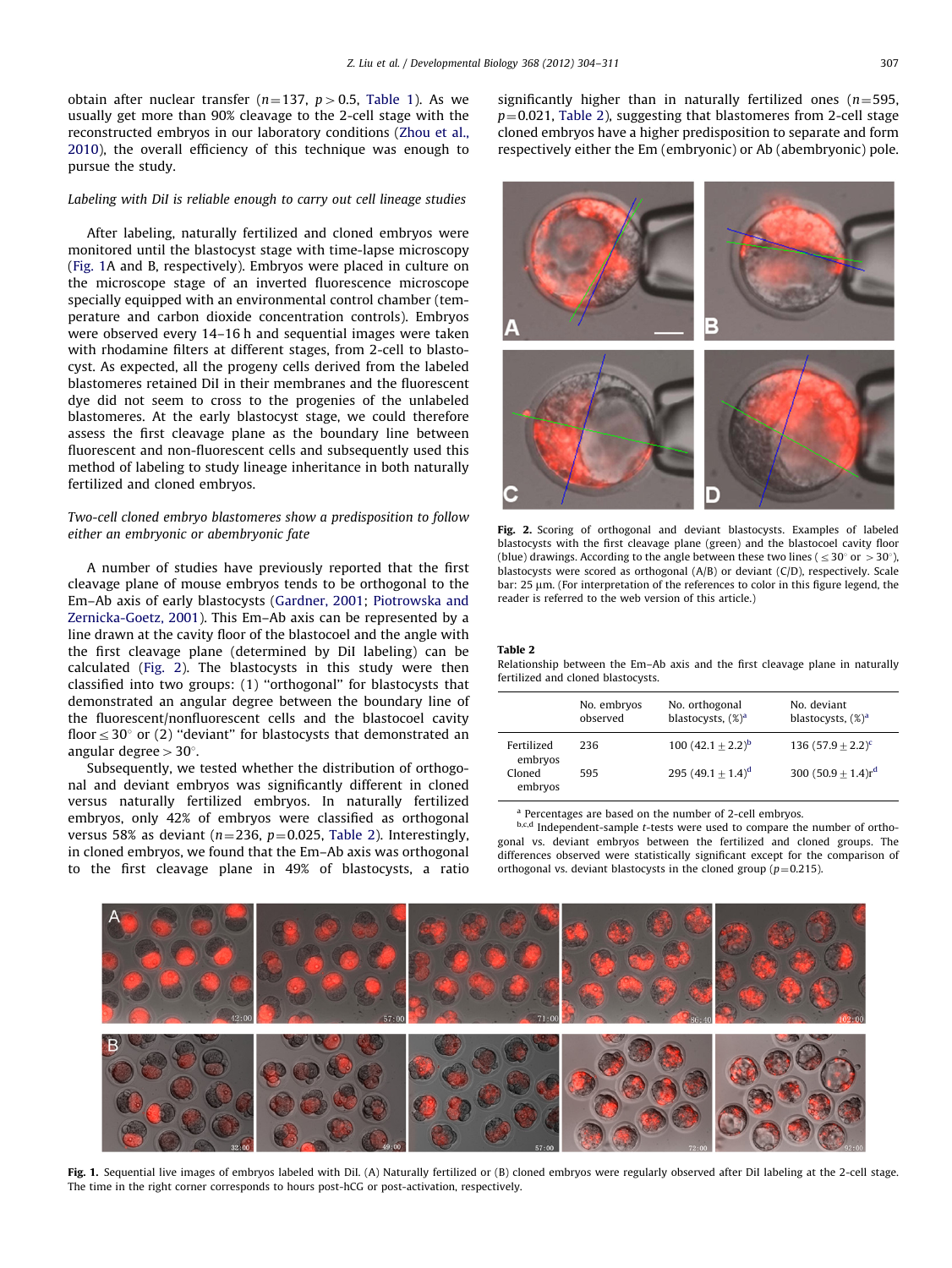obtain after nuclear transfer ($n=137$, $p>0.5$, Table 1). As we usually get more than 90% cleavage to the 2-cell stage with the reconstructed embryos in our laboratory conditions (Zhou et al., 2010), the overall efficiency of this technique was enough to pursue the study.

*Labeling with DiI is reliable enough to carry out cell lineage studies*

After labeling, naturally fertilized and cloned embryos were monitored until the blastocyst stage with time-lapse microscopy (Fig. 1A and B, respectively). Embryos were placed in culture on the microscope stage of an inverted fluorescence microscope specially equipped with an environmental control chamber (temperature and carbon dioxide concentration controls). Embryos were observed every 14–16 h and sequential images were taken with rhodamine filters at different stages, from 2-cell to blastocyst. As expected, all the progeny cells derived from the labeled blastomeres retained DiI in their membranes and the fluorescent dye did not seem to cross to the progenies of the unlabeled blastomeres. At the early blastocyst stage, we could therefore assess the first cleavage plane as the boundary line between fluorescent and non-fluorescent cells and subsequently used this method of labeling to study lineage inheritance in both naturally fertilized and cloned embryos.

*Two-cell cloned embryo blastomeres show a predisposition to follow either an embryonic or abembryonic fate*

A number of studies have previously reported that the first cleavage plane of mouse embryos tends to be orthogonal to the Em–Ab axis of early blastocysts (Gardner, 2001; Piotrowska and Zernicka-Goetz, 2001). This Em–Ab axis can be represented by a line drawn at the cavity floor of the blastocoel and the angle with the first cleavage plane (determined by DiI labeling) can be calculated (Fig. 2). The blastocysts in this study were then classified into two groups: (1) "orthogonal" for blastocysts that demonstrated an angular degree between the boundary line of the fluorescent/nonfluorescent cells and the blastocoel cavity floor $\leq 30°$ or (2) "deviant" for blastocysts that demonstrated an angular degree $>30°$.

Subsequently, we tested whether the distribution of orthogonal and deviant embryos was significantly different in cloned versus naturally fertilized embryos. In naturally fertilized embryos, only 42% of embryos were classified as orthogonal versus 58% as deviant ($n=236$, $p=0.025$, Table 2). Interestingly, in cloned embryos, we found that the Em–Ab axis was orthogonal to the first cleavage plane in 49% of blastocysts, a ratio significantly higher than in naturally fertilized ones ($n=595$, $p=0.021$, Table 2), suggesting that blastomeres from 2-cell stage cloned embryos have a higher predisposition to separate and form respectively either the Em (embryonic) or Ab (abembryonic) pole.

**Fig. 2.** Scoring of orthogonal and deviant blastocysts. Examples of labeled blastocysts with the first cleavage plane (green) and the blastocoel cavity floor (blue) drawings. According to the angle between these two lines ($\leq 30°$ or $>30°$), blastocysts were scored as orthogonal (A/B) or deviant (C/D), respectively. Scale bar: 25 μm. (For interpretation of the references to color in this figure legend, the reader is referred to the web version of this article.)

**Table 2**
Relationship between the Em–Ab axis and the first cleavage plane in naturally fertilized and cloned blastocysts.

| | No. embryos observed | No. orthogonal blastocysts, (%)[a] | No. deviant blastocysts, (%)[a] |
|---|---|---|---|
| Fertilized embryos | 236 | 100 ($42.1 \pm 2.2$)[b] | 136 ($57.9 \pm 2.2$)[c] |
| Cloned embryos | 595 | 295 ($49.1 \pm 1.4$)[d] | 300 ($50.9 \pm 1.4$)[d] |

[a] Percentages are based on the number of 2-cell embryos.
[b,c,d] Independent-sample *t*-tests were used to compare the number of orthogonal vs. deviant embryos between the fertilized and cloned groups. The differences observed were statistically significant except for the comparison of orthogonal vs. deviant blastocysts in the cloned group ($p=0.215$).

**Fig. 1.** Sequential live images of embryos labeled with DiI. (A) Naturally fertilized or (B) cloned embryos were regularly observed after DiI labeling at the 2-cell stage. The time in the right corner corresponds to hours post-hCG or post-activation, respectively.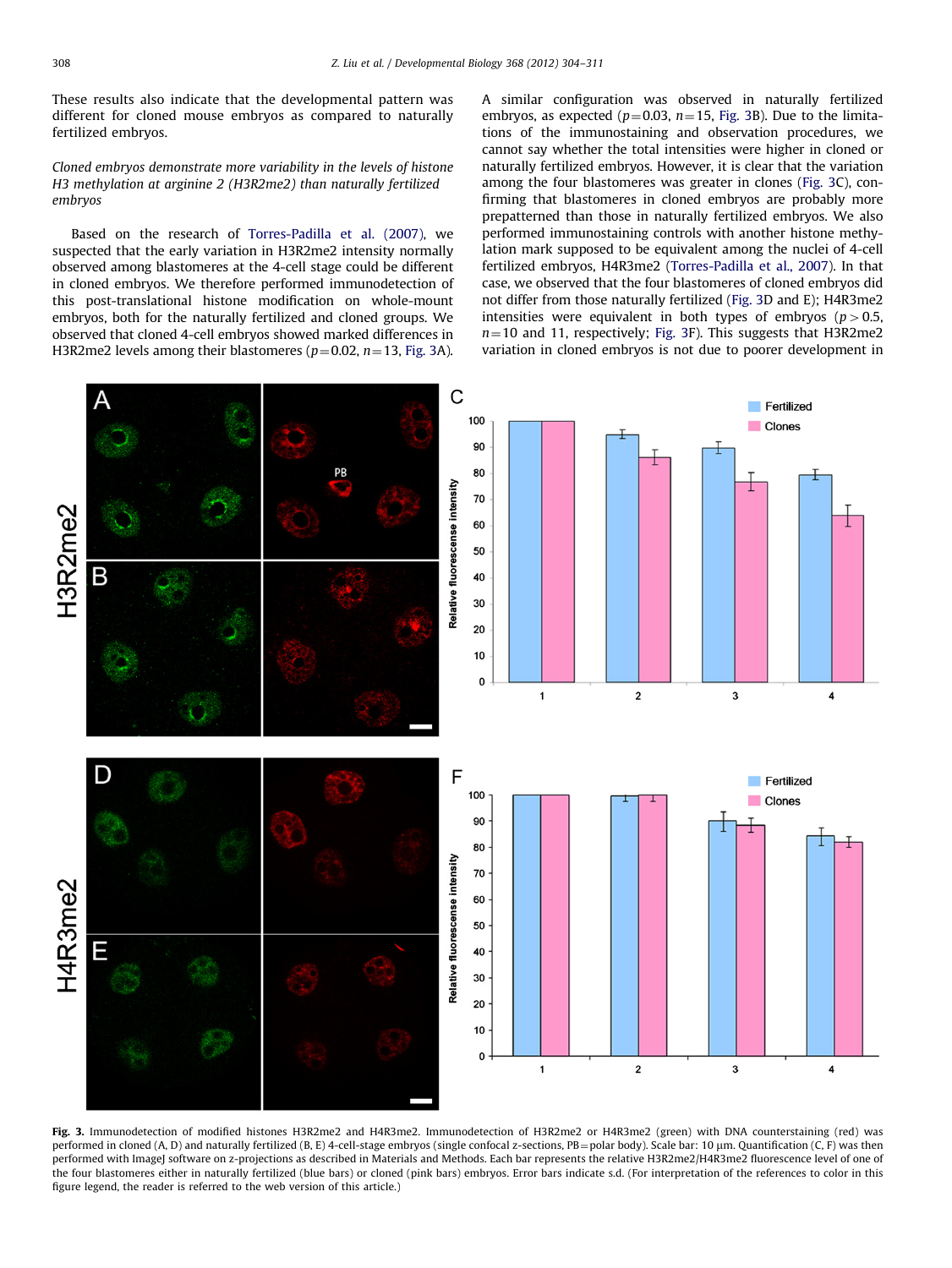These results also indicate that the developmental pattern was different for cloned mouse embryos as compared to naturally fertilized embryos.

*Cloned embryos demonstrate more variability in the levels of histone H3 methylation at arginine 2 (H3R2me2) than naturally fertilized embryos*

Based on the research of Torres-Padilla et al. (2007), we suspected that the early variation in H3R2me2 intensity normally observed among blastomeres at the 4-cell stage could be different in cloned embryos. We therefore performed immunodetection of this post-translational histone modification on whole-mount embryos, both for the naturally fertilized and cloned groups. We observed that cloned 4-cell embryos showed marked differences in H3R2me2 levels among their blastomeres ($p=0.02$, $n=13$, Fig. 3A). A similar configuration was observed in naturally fertilized embryos, as expected ($p=0.03$, $n=15$, Fig. 3B). Due to the limitations of the immunostaining and observation procedures, we cannot say whether the total intensities were higher in cloned or naturally fertilized embryos. However, it is clear that the variation among the four blastomeres was greater in clones (Fig. 3C), confirming that blastomeres in cloned embryos are probably more prepatterned than those in naturally fertilized embryos. We also performed immunostaining controls with another histone methylation mark supposed to be equivalent among the nuclei of 4-cell fertilized embryos, H4R3me2 (Torres-Padilla et al., 2007). In that case, we observed that the four blastomeres of cloned embryos did not differ from those naturally fertilized (Fig. 3D and E); H4R3me2 intensities were equivalent in both types of embryos ($p>0.5$, $n=10$ and 11, respectively; Fig. 3F). This suggests that H3R2me2 variation in cloned embryos is not due to poorer development in

**Fig. 3.** Immunodetection of modified histones H3R2me2 and H4R3me2. Immunodetection of H3R2me2 or H4R3me2 (green) with DNA counterstaining (red) was performed in cloned (A, D) and naturally fertilized (B, E) 4-cell-stage embryos (single confocal z-sections, PB = polar body). Scale bar: 10 μm. Quantification (C, F) was then performed with ImageJ software on z-projections as described in Materials and Methods. Each bar represents the relative H3R2me2/H4R3me2 fluorescence level of one of the four blastomeres either in naturally fertilized (blue bars) or cloned (pink bars) embryos. Error bars indicate s.d. (For interpretation of the references to color in this figure legend, the reader is referred to the web version of this article.)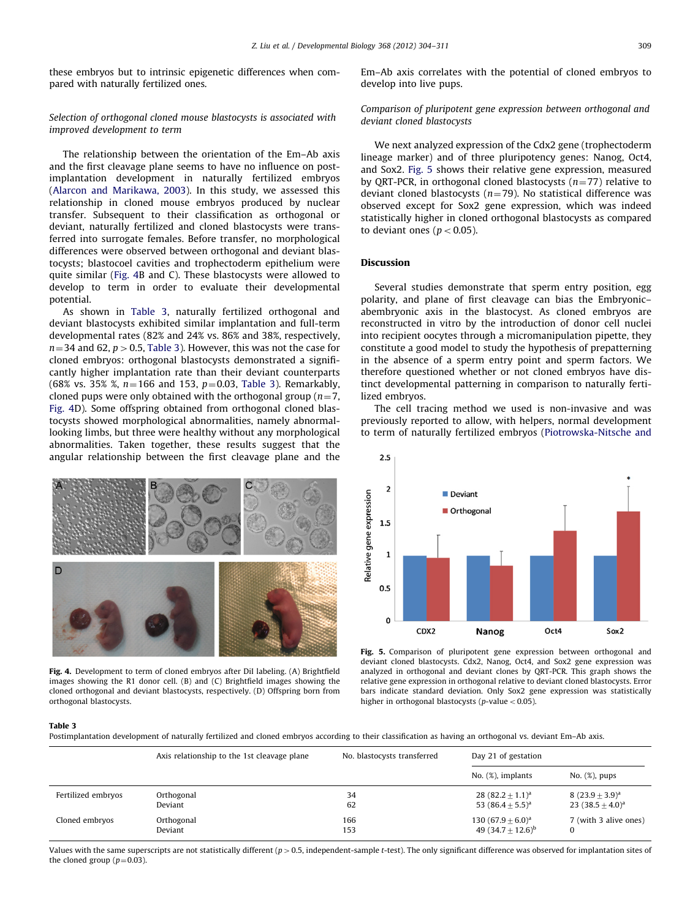these embryos but to intrinsic epigenetic differences when compared with naturally fertilized ones.

*Selection of orthogonal cloned mouse blastocysts is associated with improved development to term*

The relationship between the orientation of the Em–Ab axis and the first cleavage plane seems to have no influence on post-implantation development in naturally fertilized embryos (Alarcon and Marikawa, 2003). In this study, we assessed this relationship in cloned mouse embryos produced by nuclear transfer. Subsequent to their classification as orthogonal or deviant, naturally fertilized and cloned blastocysts were transferred into surrogate females. Before transfer, no morphological differences were observed between orthogonal and deviant blastocysts; blastocoel cavities and trophectoderm epithelium were quite similar (Fig. 4B and C). These blastocysts were allowed to develop to term in order to evaluate their developmental potential.

As shown in Table 3, naturally fertilized orthogonal and deviant blastocysts exhibited similar implantation and full-term developmental rates (82% and 24% vs. 86% and 38%, respectively, $n=34$ and 62, $p>0.5$, Table 3). However, this was not the case for cloned embryos: orthogonal blastocysts demonstrated a significantly higher implantation rate than their deviant counterparts (68% vs. 35% %, $n=166$ and 153, $p=0.03$, Table 3). Remarkably, cloned pups were only obtained with the orthogonal group ($n=7$, Fig. 4D). Some offspring obtained from orthogonal cloned blastocysts showed morphological abnormalities, namely abnormal-looking limbs, but three were healthy without any morphological abnormalities. Taken together, these results suggest that the angular relationship between the first cleavage plane and the Em–Ab axis correlates with the potential of cloned embryos to develop into live pups.

**Fig. 4.** Development to term of cloned embryos after DiI labeling. (A) Brightfield images showing the R1 donor cell. (B) and (C) Brightfield images showing the cloned orthogonal and deviant blastocysts, respectively. (D) Offspring born from orthogonal blastocysts.

*Comparison of pluripotent gene expression between orthogonal and deviant cloned blastocysts*

We next analyzed expression of the Cdx2 gene (trophectoderm lineage marker) and of three pluripotency genes: Nanog, Oct4, and Sox2. Fig. 5 shows their relative gene expression, measured by QRT-PCR, in orthogonal cloned blastocysts ($n=77$) relative to deviant cloned blastocysts ($n=79$). No statistical difference was observed except for Sox2 gene expression, which was indeed statistically higher in cloned orthogonal blastocysts as compared to deviant ones ($p<0.05$).

**Fig. 5.** Comparison of pluripotent gene expression between orthogonal and deviant cloned blastocysts. Cdx2, Nanog, Oct4, and Sox2 gene expression was analyzed in orthogonal and deviant clones by QRT-PCR. This graph shows the relative gene expression in orthogonal relative to deviant cloned blastocysts. Error bars indicate standard deviation. Only Sox2 gene expression was statistically higher in orthogonal blastocysts ($p$-value $<0.05$).

## Discussion

Several studies demonstrate that sperm entry position, egg polarity, and plane of first cleavage can bias the Embryonic–abembryonic axis in the blastocyst. As cloned embryos are reconstructed in vitro by the introduction of donor cell nuclei into recipient oocytes through a micromanipulation pipette, they constitute a good model to study the hypothesis of prepatterning in the absence of a sperm entry point and sperm factors. We therefore questioned whether or not cloned embryos have distinct developmental patterning in comparison to naturally fertilized embryos.

The cell tracing method we used is non-invasive and was previously reported to allow, with helpers, normal development to term of naturally fertilized embryos (Piotrowska-Nitsche and

**Table 3**
Postimplantation development of naturally fertilized and cloned embryos according to their classification as having an orthogonal vs. deviant Em–Ab axis.

| | Axis relationship to the 1st cleavage plane | No. blastocysts transferred | Day 21 of gestation | |
|---|---|---|---|---|
| | | | No. (%), implants | No. (%), pups |
| Fertilized embryos | Orthogonal | 34 | 28 (82.2 ± 1.1)[a] | 8 (23.9 ± 3.9)[a] |
| | Deviant | 62 | 53 (86.4 ± 5.5)[a] | 23 (38.5 ± 4.0)[a] |
| Cloned embryos | Orthogonal | 166 | 130 (67.9 ± 6.0)[a] | 7 (with 3 alive ones) |
| | Deviant | 153 | 49 (34.7 ± 12.6)[b] | 0 |

Values with the same superscripts are not statistically different ($p>0.5$, independent-sample $t$-test). The only significant difference was observed for implantation sites of the cloned group ($p=0.03$).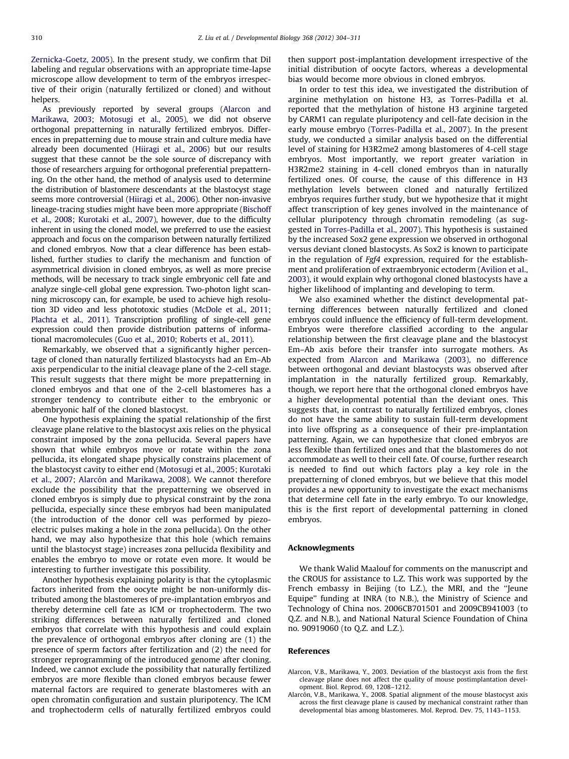Zernicka-Goetz, 2005). In the present study, we confirm that DiI labeling and regular observations with an appropriate time-lapse microscope allow development to term of the embryos irrespective of their origin (naturally fertilized or cloned) and without helpers.

As previously reported by several groups (Alarcon and Marikawa, 2003; Motosugi et al., 2005), we did not observe orthogonal prepatterning in naturally fertilized embryos. Differences in prepatterning due to mouse strain and culture media have already been documented (Hiiragi et al., 2006) but our results suggest that these cannot be the sole source of discrepancy with those of researchers arguing for orthogonal preferential prepatterning. On the other hand, the method of analysis used to determine the distribution of blastomere descendants at the blastocyst stage seems more controversial (Hiiragi et al., 2006). Other non-invasive lineage-tracing studies might have been more appropriate (Bischoff et al., 2008; Kurotaki et al., 2007), however, due to the difficulty inherent in using the cloned model, we preferred to use the easiest approach and focus on the comparison between naturally fertilized and cloned embryos. Now that a clear difference has been established, further studies to clarify the mechanism and function of asymmetrical division in cloned embryos, as well as more precise methods, will be necessary to track single embryonic cell fate and analyze single-cell global gene expression. Two-photon light scanning microscopy can, for example, be used to achieve high resolution 3D video and less phototoxic studies (McDole et al., 2011; Plachta et al., 2011). Transcription profiling of single-cell gene expression could then provide distribution patterns of informational macromolecules (Guo et al., 2010; Roberts et al., 2011).

Remarkably, we observed that a significantly higher percentage of cloned than naturally fertilized blastocysts had an Em–Ab axis perpendicular to the initial cleavage plane of the 2-cell stage. This result suggests that there might be more prepatterning in cloned embryos and that one of the 2-cell blastomeres has a stronger tendency to contribute either to the embryonic or abembryonic half of the cloned blastocyst.

One hypothesis explaining the spatial relationship of the first cleavage plane relative to the blastocyst axis relies on the physical constraint imposed by the zona pellucida. Several papers have shown that while embryos move or rotate within the zona pellucida, its elongated shape physically constrains placement of the blastocyst cavity to either end (Motosugi et al., 2005; Kurotaki et al., 2007; Alarcón and Marikawa, 2008). We cannot therefore exclude the possibility that the prepatterning we observed in cloned embryos is simply due to physical constraint by the zona pellucida, especially since these embryos had been manipulated (the introduction of the donor cell was performed by piezo-electric pulses making a hole in the zona pellucida). On the other hand, we may also hypothesize that this hole (which remains until the blastocyst stage) increases zona pellucida flexibility and enables the embryo to move or rotate even more. It would be interesting to further investigate this possibility.

Another hypothesis explaining polarity is that the cytoplasmic factors inherited from the oocyte might be non-uniformly distributed among the blastomeres of pre-implantation embryos and thereby determine cell fate as ICM or trophectoderm. The two striking differences between naturally fertilized and cloned embryos that correlate with this hypothesis and could explain the prevalence of orthogonal embryos after cloning are (1) the presence of sperm factors after fertilization and (2) the need for stronger reprogramming of the introduced genome after cloning. Indeed, we cannot exclude the possibility that naturally fertilized embryos are more flexible than cloned embryos because fewer maternal factors are required to generate blastomeres with an open chromatin configuration and sustain pluripotency. The ICM and trophectoderm cells of naturally fertilized embryos could then support post-implantation development irrespective of the initial distribution of oocyte factors, whereas a developmental bias would become more obvious in cloned embryos.

In order to test this idea, we investigated the distribution of arginine methylation on histone H3, as Torres-Padilla et al. reported that the methylation of histone H3 arginine targeted by CARM1 can regulate pluripotency and cell-fate decision in the early mouse embryo (Torres-Padilla et al., 2007). In the present study, we conducted a similar analysis based on the differential level of staining for H3R2me2 among blastomeres of 4-cell stage embryos. Most importantly, we report greater variation in H3R2me2 staining in 4-cell cloned embryos than in naturally fertilized ones. Of course, the cause of this difference in H3 methylation levels between cloned and naturally fertilized embryos requires further study, but we hypothesize that it might affect transcription of key genes involved in the maintenance of cellular pluripotency through chromatin remodeling (as suggested in Torres-Padilla et al., 2007). This hypothesis is sustained by the increased Sox2 gene expression we observed in orthogonal versus deviant cloned blastocysts. As Sox2 is known to participate in the regulation of *Fgf4* expression, required for the establishment and proliferation of extraembryonic ectoderm (Avilion et al., 2003), it would explain why orthogonal cloned blastocysts have a higher likelihood of implanting and developing to term.

We also examined whether the distinct developmental patterning differences between naturally fertilized and cloned embryos could influence the efficiency of full-term development. Embryos were therefore classified according to the angular relationship between the first cleavage plane and the blastocyst Em–Ab axis before their transfer into surrogate mothers. As expected from Alarcon and Marikawa (2003), no difference between orthogonal and deviant blastocysts was observed after implantation in the naturally fertilized group. Remarkably, though, we report here that the orthogonal cloned embryos have a higher developmental potential than the deviant ones. This suggests that, in contrast to naturally fertilized embryos, clones do not have the same ability to sustain full-term development into live offspring as a consequence of their pre-implantation patterning. Again, we can hypothesize that cloned embryos are less flexible than fertilized ones and that the blastomeres do not accommodate as well to their cell fate. Of course, further research is needed to find out which factors play a key role in the prepatterning of cloned embryos, but we believe that this model provides a new opportunity to investigate the exact mechanisms that determine cell fate in the early embryo. To our knowledge, this is the first report of developmental patterning in cloned embryos.

## Acknowlegments

We thank Walid Maalouf for comments on the manuscript and the CROUS for assistance to L.Z. This work was supported by the French embassy in Beijing (to L.Z.), the MRI, and the "Jeune Equipe" funding at INRA (to N.B.), the Ministry of Science and Technology of China nos. 2006CB701501 and 2009CB941003 (to Q.Z. and N.B.), and National Natural Science Foundation of China no. 90919060 (to Q.Z. and L.Z.).

## References

Alarcon, V.B., Marikawa, Y., 2003. Deviation of the blastocyst axis from the first cleavage plane does not affect the quality of mouse postimplantation development. Biol. Reprod. 69, 1208–1212.

Alarcón, V.B., Marikawa, Y., 2008. Spatial alignment of the mouse blastocyst axis across the first cleavage plane is caused by mechanical constraint rather than developmental bias among blastomeres. Mol. Reprod. Dev. 75, 1143–1153.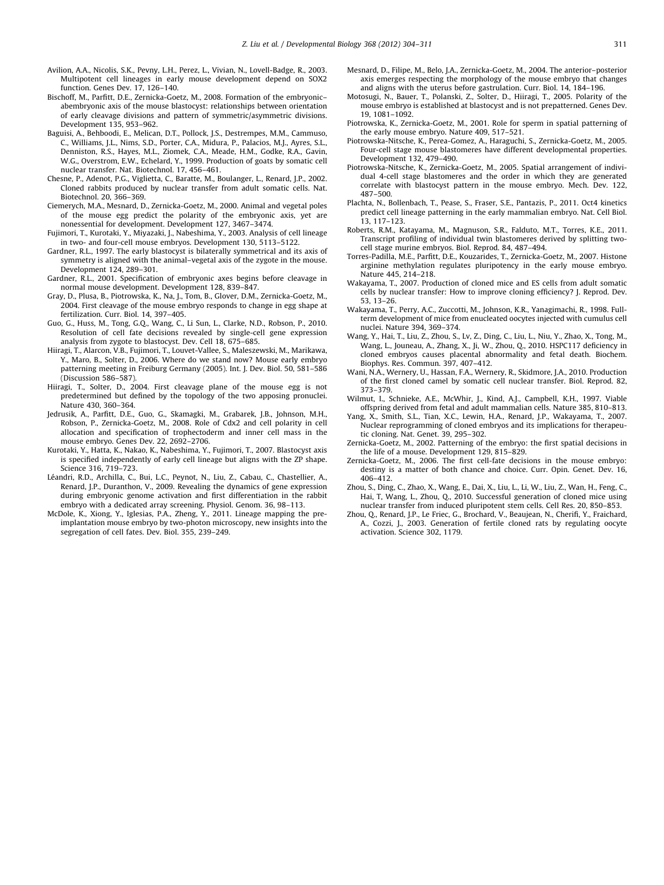Avilion, A.A., Nicolis, S.K., Pevny, L.H., Perez, L., Vivian, N., Lovell-Badge, R., 2003. Multipotent cell lineages in early mouse development depend on SOX2 function. Genes Dev. 17, 126–140.

Bischoff, M., Parfitt, D.E., Zernicka-Goetz, M., 2008. Formation of the embryonic–abembryonic axis of the mouse blastocyst: relationships between orientation of early cleavage divisions and pattern of symmetric/asymmetric divisions. Development 135, 953–962.

Baguisi, A., Behboodi, E., Melican, D.T., Pollock, J.S., Destrempes, M.M., Cammuso, C., Williams, J.L., Nims, S.D., Porter, C.A., Midura, P., Palacios, M.J., Ayres, S.L., Denniston, R.S., Hayes, M.L., Ziomek, C.A., Meade, H.M., Godke, R.A., Gavin, W.G., Overstrom, E.W., Echelard, Y., 1999. Production of goats by somatic cell nuclear transfer. Nat. Biotechnol. 17, 456–461.

Chesne, P., Adenot, P.G., Viglietta, C., Baratte, M., Boulanger, L., Renard, J.P., 2002. Cloned rabbits produced by nuclear transfer from adult somatic cells. Nat. Biotechnol. 20, 366–369.

Ciemerych, M.A., Mesnard, D., Zernicka-Goetz, M., 2000. Animal and vegetal poles of the mouse egg predict the polarity of the embryonic axis, yet are nonessential for development. Development 127, 3467–3474.

Fujimori, T., Kurotaki, Y., Miyazaki, J., Nabeshima, Y., 2003. Analysis of cell lineage in two- and four-cell mouse embryos. Development 130, 5113–5122.

Gardner, R.L., 1997. The early blastocyst is bilaterally symmetrical and its axis of symmetry is aligned with the animal–vegetal axis of the zygote in the mouse. Development 124, 289–301.

Gardner, R.L., 2001. Specification of embryonic axes begins before cleavage in normal mouse development. Development 128, 839–847.

Gray, D., Plusa, B., Piotrowska, K., Na, J., Tom, B., Glover, D.M., Zernicka-Goetz, M., 2004. First cleavage of the mouse embryo responds to change in egg shape at fertilization. Curr. Biol. 14, 397–405.

Guo, G., Huss, M., Tong, G.Q., Wang, C., Li Sun, L., Clarke, N.D., Robson, P., 2010. Resolution of cell fate decisions revealed by single-cell gene expression analysis from zygote to blastocyst. Dev. Cell 18, 675–685.

Hiiragi, T., Alarcon, V.B., Fujimori, T., Louvet-Vallee, S., Maleszewski, M., Marikawa, Y., Maro, B., Solter, D., 2006. Where do we stand now? Mouse early embryo patterning meeting in Freiburg Germany (2005). Int. J. Dev. Biol. 50, 581–586 (Discussion 586–587).

Hiiragi, T., Solter, D., 2004. First cleavage plane of the mouse egg is not predetermined but defined by the topology of the two apposing pronuclei. Nature 430, 360–364.

Jedrusik, A., Parfitt, D.E., Guo, G., Skamagki, M., Grabarek, J.B., Johnson, M.H., Robson, P., Zernicka-Goetz, M., 2008. Role of Cdx2 and cell polarity in cell allocation and specification of trophectoderm and inner cell mass in the mouse embryo. Genes Dev. 22, 2692–2706.

Kurotaki, Y., Hatta, K., Nakao, K., Nabeshima, Y., Fujimori, T., 2007. Blastocyst axis is specified independently of early cell lineage but aligns with the ZP shape. Science 316, 719–723.

Léandri, R.D., Archilla, C., Bui, L.C., Peynot, N., Liu, Z., Cabau, C., Chastellier, A., Renard, J.P., Duranthon, V., 2009. Revealing the dynamics of gene expression during embryonic genome activation and first differentiation in the rabbit embryo with a dedicated array screening. Physiol. Genom. 36, 98–113.

McDole, K., Xiong, Y., Iglesias, P.A., Zheng, Y., 2011. Lineage mapping the pre-implantation mouse embryo by two-photon microscopy, new insights into the segregation of cell fates. Dev. Biol. 355, 239–249.

Mesnard, D., Filipe, M., Belo, J.A., Zernicka-Goetz, M., 2004. The anterior–posterior axis emerges respecting the morphology of the mouse embryo that changes and aligns with the uterus before gastrulation. Curr. Biol. 14, 184–196.

Motosugi, N., Bauer, T., Polanski, Z., Solter, D., Hiiragi, T., 2005. Polarity of the mouse embryo is established at blastocyst and is not prepatterned. Genes Dev. 19, 1081–1092.

Piotrowska, K., Zernicka-Goetz, M., 2001. Role for sperm in spatial patterning of the early mouse embryo. Nature 409, 517–521.

Piotrowska-Nitsche, K., Perea-Gomez, A., Haraguchi, S., Zernicka-Goetz, M., 2005. Four-cell stage mouse blastomeres have different developmental properties. Development 132, 479–490.

Piotrowska-Nitsche, K., Zernicka-Goetz, M., 2005. Spatial arrangement of individual 4-cell stage blastomeres and the order in which they are generated correlate with blastocyst pattern in the mouse embryo. Mech. Dev. 122, 487–500.

Plachta, N., Bollenbach, T., Pease, S., Fraser, S.E., Pantazis, P., 2011. Oct4 kinetics predict cell lineage patterning in the early mammalian embryo. Nat. Cell Biol. 13, 117–123.

Roberts, R.M., Katayama, M., Magnuson, S.R., Falduto, M.T., Torres, K.E., 2011. Transcript profiling of individual twin blastomeres derived by splitting two-cell stage murine embryos. Biol. Reprod. 84, 487–494.

Torres-Padilla, M.E., Parfitt, D.E., Kouzarides, T., Zernicka-Goetz, M., 2007. Histone arginine methylation regulates pluripotency in the early mouse embryo. Nature 445, 214–218.

Wakayama, T., 2007. Production of cloned mice and ES cells from adult somatic cells by nuclear transfer: How to improve cloning efficiency? J. Reprod. Dev. 53, 13–26.

Wakayama, T., Perry, A.C., Zuccotti, M., Johnson, K.R., Yanagimachi, R., 1998. Full-term development of mice from enucleated oocytes injected with cumulus cell nuclei. Nature 394, 369–374.

Wang, Y., Hai, T., Liu, Z., Zhou, S., Lv, Z., Ding, C., Liu, L., Niu, Y., Zhao, X., Tong, M., Wang, L., Jouneau, A., Zhang, X., Ji, W., Zhou, Q., 2010. HSPC117 deficiency in cloned embryos causes placental abnormality and fetal death. Biochem. Biophys. Res. Commun. 397, 407–412.

Wani, N.A., Wernery, U., Hassan, F.A., Wernery, R., Skidmore, J.A., 2010. Production of the first cloned camel by somatic cell nuclear transfer. Biol. Reprod. 82, 373–379.

Wilmut, I., Schnieke, A.E., McWhir, J., Kind, A.J., Campbell, K.H., 1997. Viable offspring derived from fetal and adult mammalian cells. Nature 385, 810–813.

Yang, X., Smith, S.L., Tian, X.C., Lewin, H.A., Renard, J.P., Wakayama, T., 2007. Nuclear reprogramming of cloned embryos and its implications for therapeutic cloning. Nat. Genet. 39, 295–302.

Zernicka-Goetz, M., 2002. Patterning of the embryo: the first spatial decisions in the life of a mouse. Development 129, 815–829.

Zernicka-Goetz, M., 2006. The first cell-fate decisions in the mouse embryo: destiny is a matter of both chance and choice. Curr. Opin. Genet. Dev. 16, 406–412.

Zhou, S., Ding, C., Zhao, X., Wang, E., Dai, X., Liu, L., Li, W., Liu, Z., Wan, H., Feng, C., Hai, T, Wang, L., Zhou, Q., 2010. Successful generation of cloned mice using nuclear transfer from induced pluripotent stem cells. Cell Res. 20, 850–853.

Zhou, Q., Renard, J.P., Le Friec, G., Brochard, V., Beaujean, N., Cherifi, Y., Fraichard, A., Cozzi, J., 2003. Generation of fertile cloned rats by regulating oocyte activation. Science 302, 1179.